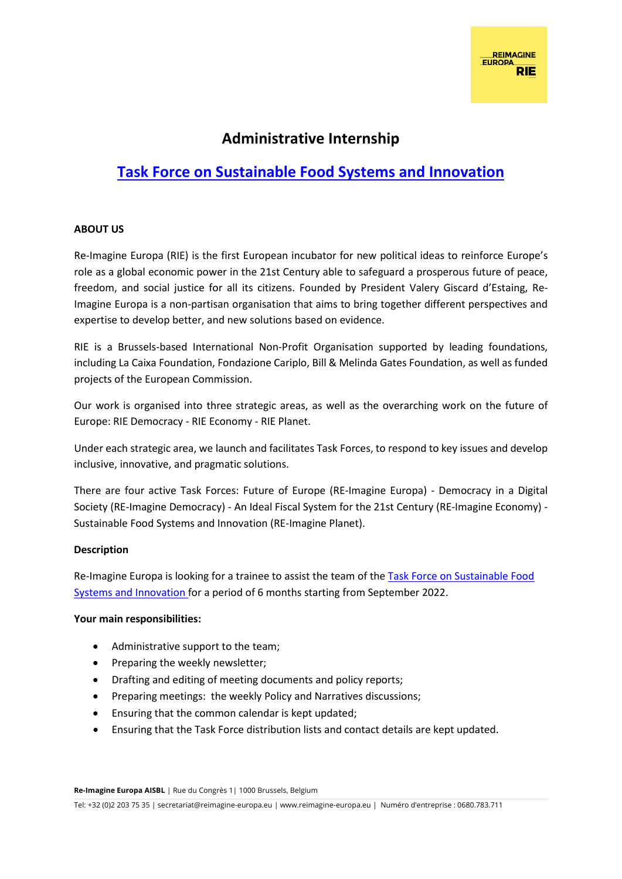# Administrative Internship

## Task Force on Sustainable Food Systems and Innovation

**ABOUT US**

Re-Imagine Europa (RIE) is the first European incubator for new political ideas to reinforce Europe's role as a global economic power in the 21st Century able to safeguard a prosperous future of peace, freedom, and social justice for all its citizens. Founded by President Valery Giscard d'Estaing, Re-Imagine Europa is a non-partisan organisation that aims to bring together different perspectives and expertise to develop better, and new solutions based on evidence.

RIE is a Brussels-based International Non-Profit Organisation supported by leading foundations, including La Caixa Foundation, Fondazione Cariplo, Bill & Melinda Gates Foundation, as well as funded projects of the European Commission.

Our work is organised into three strategic areas, as well as the overarching work on the future of Europe: RIE Democracy - RIE Economy - RIE Planet.

Under each strategic area, we launch and facilitates Task Forces, to respond to key issues and develop inclusive, innovative, and pragmatic solutions.

There are four active Task Forces: Future of Europe (RE-Imagine Europa) - Democracy in a Digital Society (RE-Imagine Democracy) - An Ideal Fiscal System for the 21st Century (RE-Imagine Economy) - Sustainable Food Systems and Innovation (RE-Imagine Planet).

**Description**

Re-Imagine Europa is looking for a trainee to assist the team of the Task Force on Sustainable Food Systems and Innovation for a period of 6 months starting from September 2022.

**Your main responsibilities:**

- Administrative support to the team;
- Preparing the weekly newsletter;
- Drafting and editing of meeting documents and policy reports;
- Preparing meetings: the weekly Policy and Narratives discussions;
- Ensuring that the common calendar is kept updated;
- Ensuring that the Task Force distribution lists and contact details are kept updated.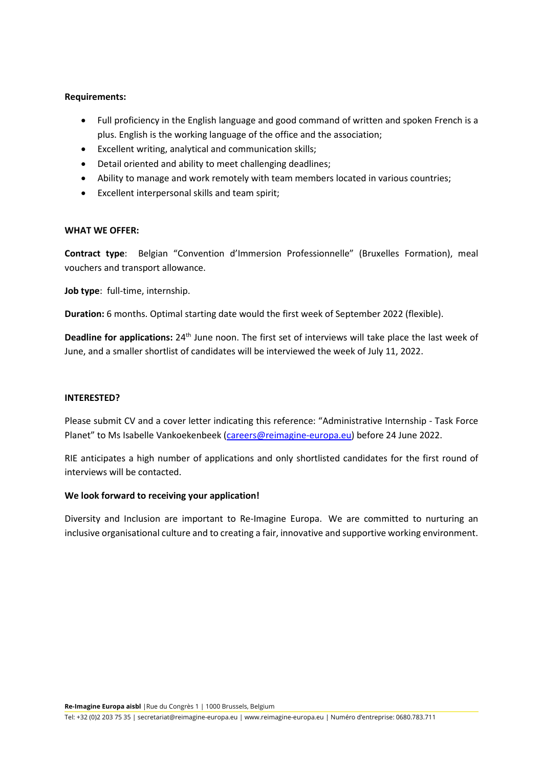**Requirements:**

- Full proficiency in the English language and good command of written and spoken French is a plus. English is the working language of the office and the association;
- Excellent writing, analytical and communication skills;
- Detail oriented and ability to meet challenging deadlines;
- Ability to manage and work remotely with team members located in various countries;
- Excellent interpersonal skills and team spirit;

**WHAT WE OFFER:**

**Contract type**: Belgian "Convention d'Immersion Professionnelle" (Bruxelles Formation), meal vouchers and transport allowance.

**Job type**: full-time, internship.

**Duration:** 6 months. Optimal starting date would the first week of September 2022 (flexible).

**Deadline for applications:** 24th June noon. The first set of interviews will take place the last week of June, and a smaller shortlist of candidates will be interviewed the week of July 11, 2022.

**INTERESTED?**

Please submit CV and a cover letter indicating this reference: "Administrative Internship - Task Force Planet" to Ms Isabelle Vankoekenbeek (careers@reimagine-europa.eu) before 24 June 2022.

RIE anticipates a high number of applications and only shortlisted candidates for the first round of interviews will be contacted.

**We look forward to receiving your application!**

Diversity and Inclusion are important to Re-Imagine Europa. We are committed to nurturing an inclusive organisational culture and to creating a fair, innovative and supportive working environment.